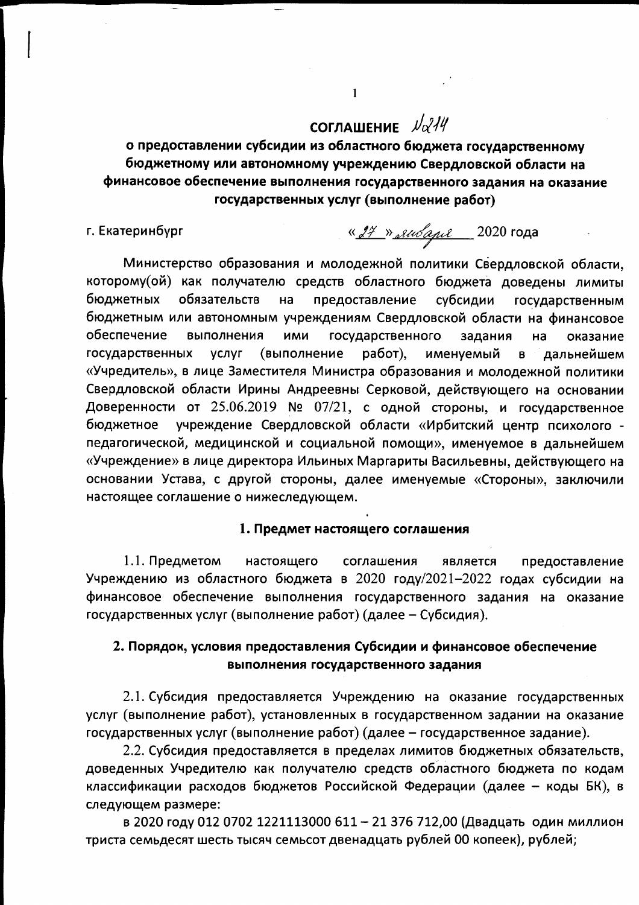# СОГЛАШЕНИЕ №214

## о предоставлении субсидии из областного бюджета государственному бюджетному или автономному учреждению Свердловской области на финансовое обеспечение выполнения государственного задания на оказание государственных услуг (выполнение работ)

г. Екатеринбург «27» января 2020 года

Министерство образования и молодежной политики Свердловской области, которому(ой) как получателю средств областного бюджета доведены лимиты бюджетных обязательств на предоставление субсидии государственным бюджетным или автономным учреждениям Свердловской области на финансовое обеспечение выполнения ими государственного задания на оказание государственных услуг (выполнение работ), именуемый в дальнейшем «Учредитель», в лице Заместителя Министра образования и молодежной политики Свердловской области Ирины Андреевны Серковой, действующего на основании Доверенности от 25.06.2019 № 07/21, с одной стороны, и государственное бюджетное учреждение Свердловской области «Ирбитский центр психолого - педагогической, медицинской и социальной помощи», именуемое в дальнейшем «Учреждение» в лице директора Ильиных Маргариты Васильевны, действующего на основании Устава, с другой стороны, далее именуемые «Стороны», заключили настоящее соглашение о нижеследующем.

### 1. Предмет настоящего соглашения

1.1. Предметом настоящего соглашения является предоставление Учреждению из областного бюджета в 2020 году/2021–2022 годах субсидии на финансовое обеспечение выполнения государственного задания на оказание государственных услуг (выполнение работ) (далее – Субсидия).

### 2. Порядок, условия предоставления Субсидии и финансовое обеспечение выполнения государственного задания

2.1. Субсидия предоставляется Учреждению на оказание государственных услуг (выполнение работ), установленных в государственном задании на оказание государственных услуг (выполнение работ) (далее – государственное задание).

2.2. Субсидия предоставляется в пределах лимитов бюджетных обязательств, доведенных Учредителю как получателю средств областного бюджета по кодам классификации расходов бюджетов Российской Федерации (далее – коды БК), в следующем размере:

в 2020 году 012 0702 1221113000 611 – 21 376 712,00 (Двадцать один миллион триста семьдесят шесть тысяч семьсот двенадцать рублей 00 копеек), рублей;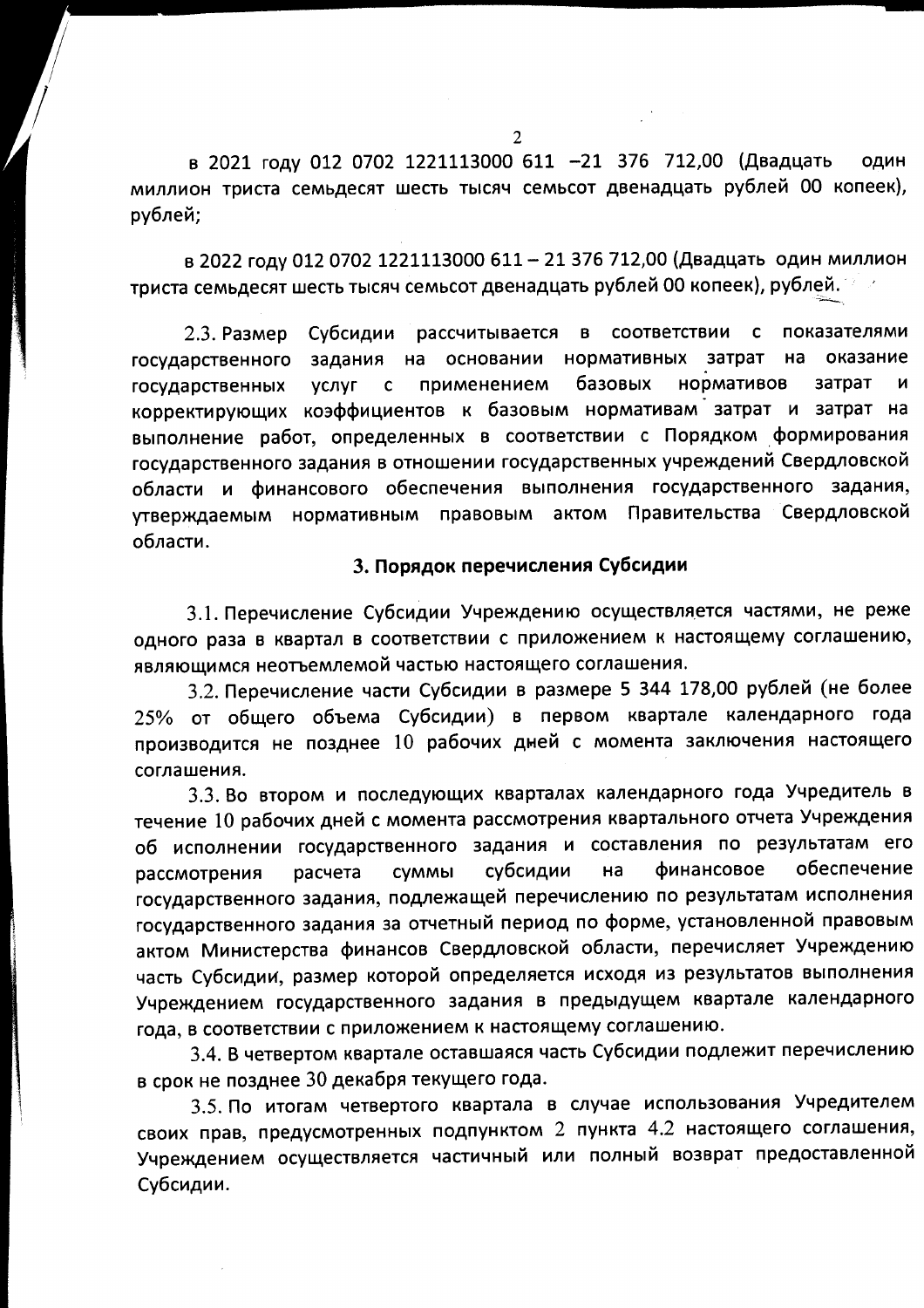в 2021 году 012 0702 1221113000 611 –21 376 712,00 (Двадцать один миллион триста семьдесят шесть тысяч семьсот двенадцать рублей 00 копеек), рублей;

в 2022 году 012 0702 1221113000 611 – 21 376 712,00 (Двадцать один миллион триста семьдесят шесть тысяч семьсот двенадцать рублей 00 копеек), рублей.

2.3. Размер Субсидии рассчитывается в соответствии с показателями государственного задания на основании нормативных затрат на оказание государственных услуг с применением базовых нормативов затрат и корректирующих коэффициентов к базовым нормативам затрат и затрат на выполнение работ, определенных в соответствии с Порядком формирования государственного задания в отношении государственных учреждений Свердловской области и финансового обеспечения выполнения государственного задания, утверждаемым нормативным правовым актом Правительства Свердловской области.

### 3. Порядок перечисления Субсидии

3.1. Перечисление Субсидии Учреждению осуществляется частями, не реже одного раза в квартал в соответствии с приложением к настоящему соглашению, являющимся неотъемлемой частью настоящего соглашения.

3.2. Перечисление части Субсидии в размере 5 344 178,00 рублей (не более 25% от общего объема Субсидии) в первом квартале календарного года производится не позднее 10 рабочих дней с момента заключения настоящего соглашения.

3.3. Во втором и последующих кварталах календарного года Учредитель в течение 10 рабочих дней с момента рассмотрения квартального отчета Учреждения об исполнении государственного задания и составления по результатам его рассмотрения расчета суммы субсидии на финансовое обеспечение государственного задания, подлежащей перечислению по результатам исполнения государственного задания за отчетный период по форме, установленной правовым актом Министерства финансов Свердловской области, перечисляет Учреждению часть Субсидии, размер которой определяется исходя из результатов выполнения Учреждением государственного задания в предыдущем квартале календарного года, в соответствии с приложением к настоящему соглашению.

3.4. В четвертом квартале оставшаяся часть Субсидии подлежит перечислению в срок не позднее 30 декабря текущего года.

3.5. По итогам четвертого квартала в случае использования Учредителем своих прав, предусмотренных подпунктом 2 пункта 4.2 настоящего соглашения, Учреждением осуществляется частичный или полный возврат предоставленной Субсидии.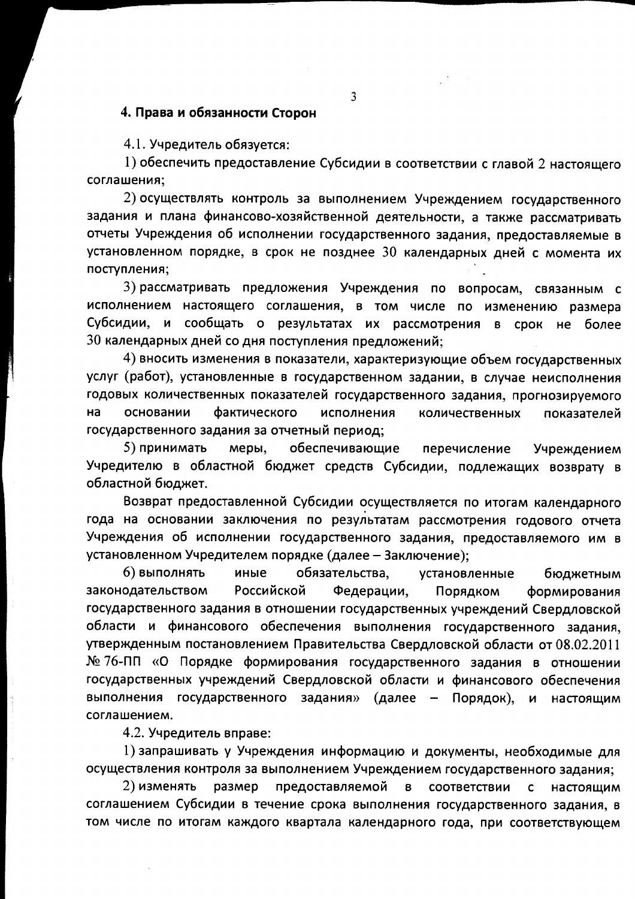## 4. Права и обязанности Сторон

4.1. Учредитель обязуется:

1) обеспечить предоставление Субсидии в соответствии с главой 2 настоящего соглашения;

2) осуществлять контроль за выполнением Учреждением государственного задания и плана финансово-хозяйственной деятельности, а также рассматривать отчеты Учреждения об исполнении государственного задания, предоставляемые в установленном порядке, в срок не позднее 30 календарных дней с момента их поступления;

3) рассматривать предложения Учреждения по вопросам, связанным с исполнением настоящего соглашения, в том числе по изменению размера Субсидии, и сообщать о результатах их рассмотрения в срок не более 30 календарных дней со дня поступления предложений;

4) вносить изменения в показатели, характеризующие объем государственных услуг (работ), установленные в государственном задании, в случае неисполнения годовых количественных показателей государственного задания, прогнозируемого на основании фактического исполнения количественных показателей государственного задания за отчетный период;

5) принимать меры, обеспечивающие перечисление Учреждением Учредителю в областной бюджет средств Субсидии, подлежащих возврату в областной бюджет.

Возврат предоставленной Субсидии осуществляется по итогам календарного года на основании заключения по результатам рассмотрения годового отчета Учреждения об исполнении государственного задания, предоставляемого им в установленном Учредителем порядке (далее – Заключение);

6) выполнять иные обязательства, установленные бюджетным законодательством Российской Федерации, Порядком формирования государственного задания в отношении государственных учреждений Свердловской области и финансового обеспечения выполнения государственного задания, утвержденным постановлением Правительства Свердловской области от 08.02.2011 № 76-ПП «О Порядке формирования государственного задания в отношении государственных учреждений Свердловской области и финансового обеспечения выполнения государственного задания» (далее – Порядок), и настоящим соглашением.

4.2. Учредитель вправе:

1) запрашивать у Учреждения информацию и документы, необходимые для осуществления контроля за выполнением Учреждением государственного задания;

2) изменять размер предоставляемой в соответствии с настоящим соглашением Субсидии в течение срока выполнения государственного задания, в том числе по итогам каждого квартала календарного года, при соответствующем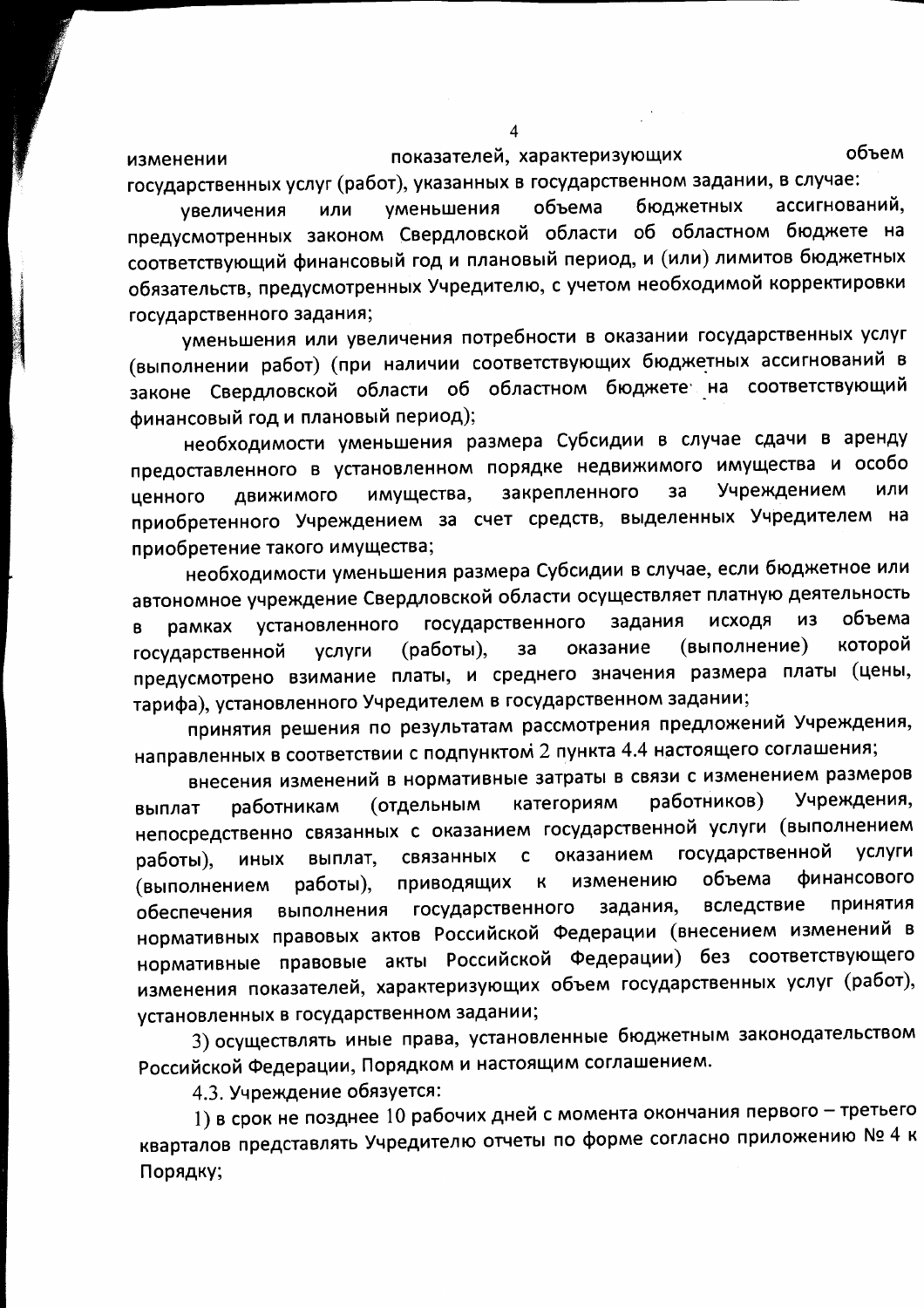изменении показателей, характеризующих объем государственных услуг (работ), указанных в государственном задании, в случае:

увеличения или уменьшения объема бюджетных ассигнований, предусмотренных законом Свердловской области об областном бюджете на соответствующий финансовый год и плановый период, и (или) лимитов бюджетных обязательств, предусмотренных Учредителю, с учетом необходимой корректировки государственного задания;

уменьшения или увеличения потребности в оказании государственных услуг (выполнении работ) (при наличии соответствующих бюджетных ассигнований в законе Свердловской области об областном бюджете на соответствующий финансовый год и плановый период);

необходимости уменьшения размера Субсидии в случае сдачи в аренду предоставленного в установленном порядке недвижимого имущества и особо ценного движимого имущества, закрепленного за Учреждением или приобретенного Учреждением за счет средств, выделенных Учредителем на приобретение такого имущества;

необходимости уменьшения размера Субсидии в случае, если бюджетное или автономное учреждение Свердловской области осуществляет платную деятельность в рамках установленного государственного задания исходя из объема государственной услуги (работы), за оказание (выполнение) которой предусмотрено взимание платы, и среднего значения размера платы (цены, тарифа), установленного Учредителем в государственном задании;

принятия решения по результатам рассмотрения предложений Учреждения, направленных в соответствии с подпунктом 2 пункта 4.4 настоящего соглашения;

внесения изменений в нормативные затраты в связи с изменением размеров выплат работникам (отдельным категориям работников) Учреждения, непосредственно связанных с оказанием государственной услуги (выполнением работы), иных выплат, связанных с оказанием государственной услуги (выполнением работы), приводящих к изменению объема финансового обеспечения выполнения государственного задания, вследствие принятия нормативных правовых актов Российской Федерации (внесением изменений в нормативные правовые акты Российской Федерации) без соответствующего изменения показателей, характеризующих объем государственных услуг (работ), установленных в государственном задании;

3) осуществлять иные права, установленные бюджетным законодательством Российской Федерации, Порядком и настоящим соглашением.

4.3. Учреждение обязуется:

1) в срок не позднее 10 рабочих дней с момента окончания первого – третьего кварталов представлять Учредителю отчеты по форме согласно приложению № 4 к Порядку;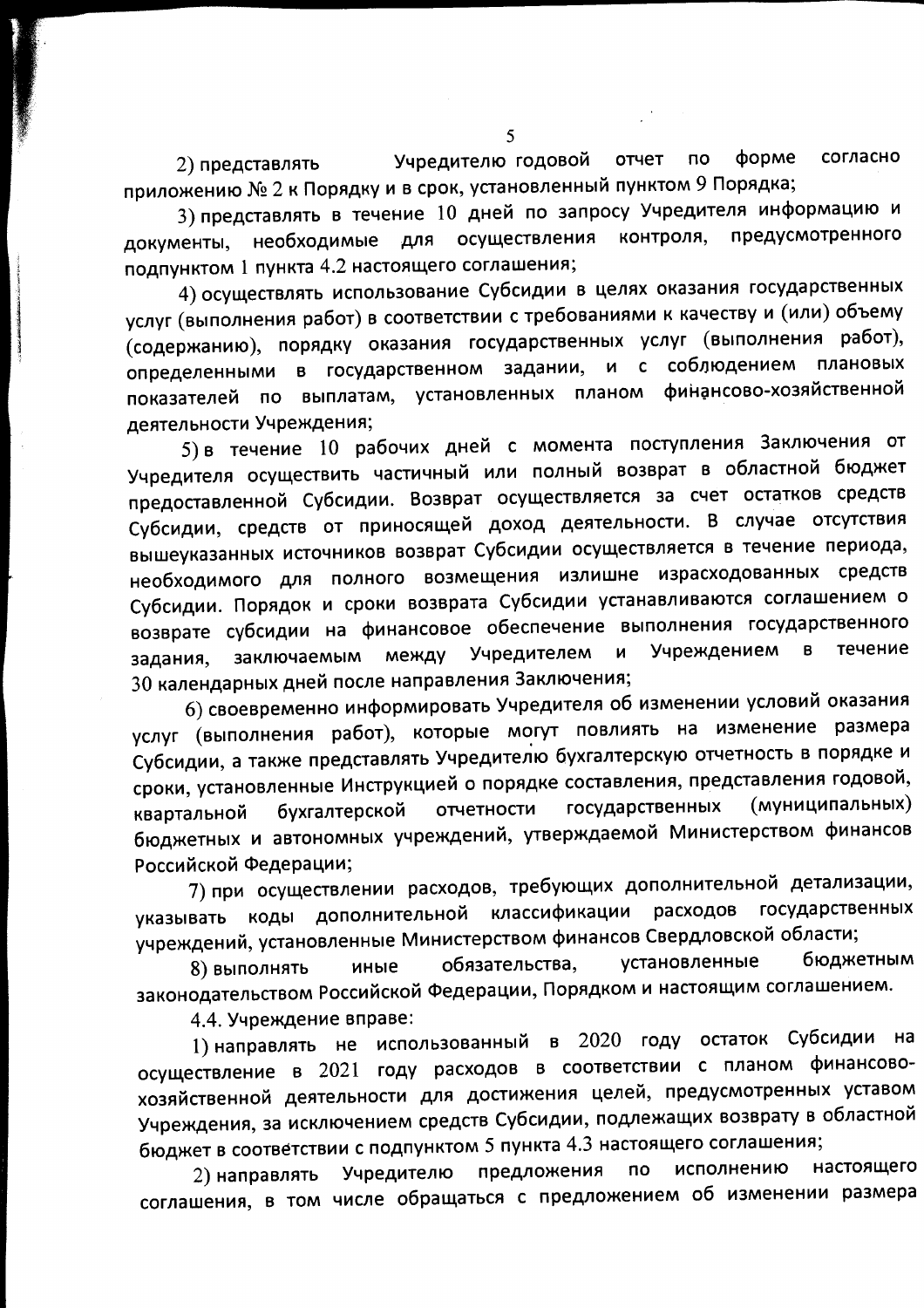2) представлять Учредителю годовой отчет по форме согласно приложению № 2 к Порядку и в срок, установленный пунктом 9 Порядка;

3) представлять в течение 10 дней по запросу Учредителя информацию и документы, необходимые для осуществления контроля, предусмотренного подпунктом 1 пункта 4.2 настоящего соглашения;

4) осуществлять использование Субсидии в целях оказания государственных услуг (выполнения работ) в соответствии с требованиями к качеству и (или) объему (содержанию), порядку оказания государственных услуг (выполнения работ), определенными в государственном задании, и с соблюдением плановых показателей по выплатам, установленных планом финансово-хозяйственной деятельности Учреждения;

5) в течение 10 рабочих дней с момента поступления Заключения от Учредителя осуществить частичный или полный возврат в областной бюджет предоставленной Субсидии. Возврат осуществляется за счет остатков средств Субсидии, средств от приносящей доход деятельности. В случае отсутствия вышеуказанных источников возврат Субсидии осуществляется в течение периода, необходимого для полного возмещения излишне израсходованных средств Субсидии. Порядок и сроки возврата Субсидии устанавливаются соглашением о возврате субсидии на финансовое обеспечение выполнения государственного задания, заключаемым между Учредителем и Учреждением в течение 30 календарных дней после направления Заключения;

6) своевременно информировать Учредителя об изменении условий оказания услуг (выполнения работ), которые могут повлиять на изменение размера Субсидии, а также представлять Учредителю бухгалтерскую отчетность в порядке и сроки, установленные Инструкцией о порядке составления, представления годовой, квартальной бухгалтерской отчетности государственных (муниципальных) бюджетных и автономных учреждений, утверждаемой Министерством финансов Российской Федерации;

7) при осуществлении расходов, требующих дополнительной детализации, указывать коды дополнительной классификации расходов государственных учреждений, установленные Министерством финансов Свердловской области;

8) выполнять иные обязательства, установленные бюджетным законодательством Российской Федерации, Порядком и настоящим соглашением.

4.4. Учреждение вправе:

1) направлять не использованный в 2020 году остаток Субсидии на осуществление в 2021 году расходов в соответствии с планом финансово-хозяйственной деятельности для достижения целей, предусмотренных уставом Учреждения, за исключением средств Субсидии, подлежащих возврату в областной бюджет в соответствии с подпунктом 5 пункта 4.3 настоящего соглашения;

2) направлять Учредителю предложения по исполнению настоящего соглашения, в том числе обращаться с предложением об изменении размера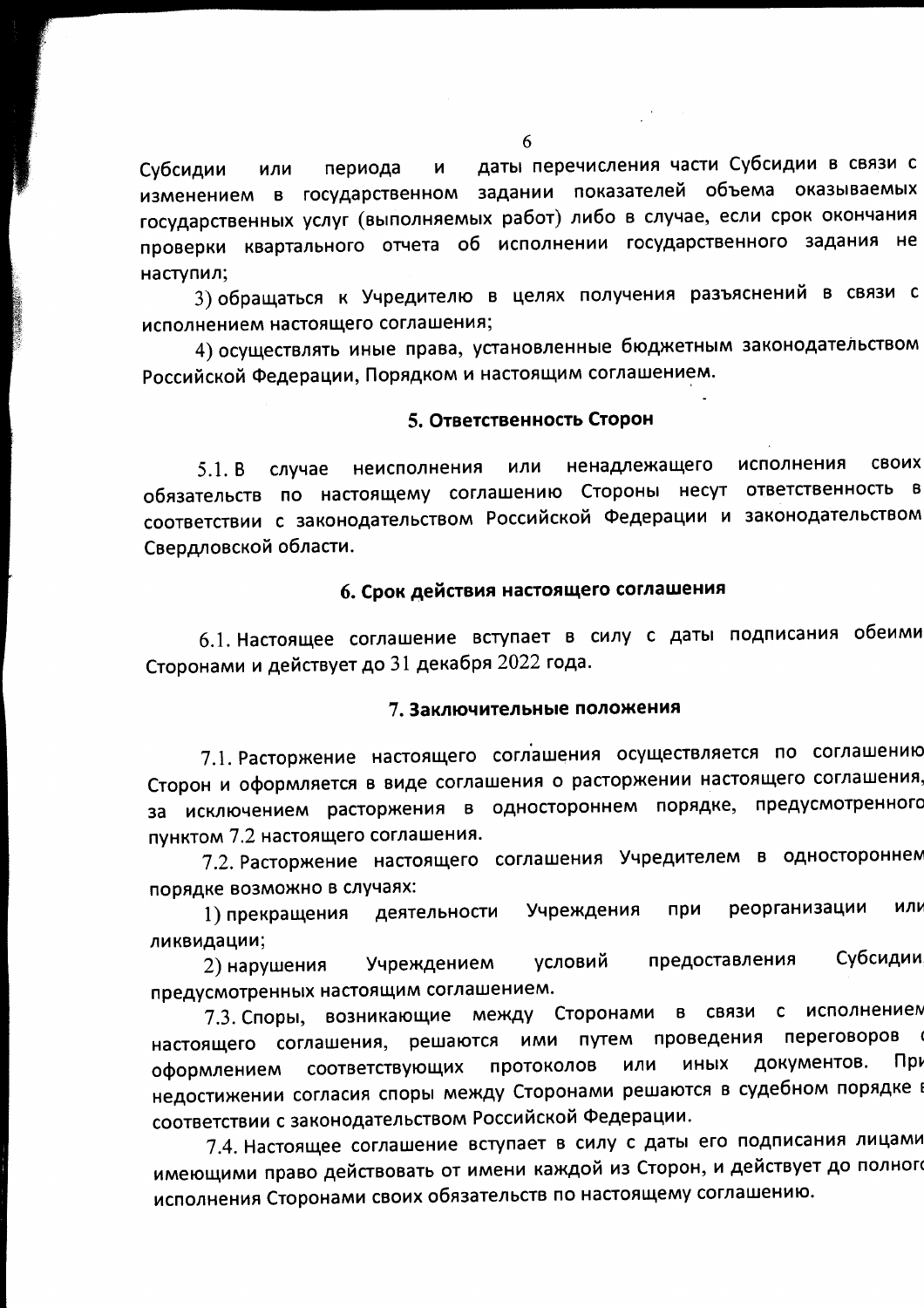Субсидии или периода и даты перечисления части Субсидии в связи с изменением в государственном задании показателей объема оказываемых государственных услуг (выполняемых работ) либо в случае, если срок окончания проверки квартального отчета об исполнении государственного задания не наступил;

3) обращаться к Учредителю в целях получения разъяснений в связи с исполнением настоящего соглашения;

4) осуществлять иные права, установленные бюджетным законодательством Российской Федерации, Порядком и настоящим соглашением.

## 5. Ответственность Сторон

5.1. В случае неисполнения или ненадлежащего исполнения своих обязательств по настоящему соглашению Стороны несут ответственность в соответствии с законодательством Российской Федерации и законодательством Свердловской области.

## 6. Срок действия настоящего соглашения

6.1. Настоящее соглашение вступает в силу с даты подписания обеими Сторонами и действует до 31 декабря 2022 года.

## 7. Заключительные положения

7.1. Расторжение настоящего соглашения осуществляется по соглашению Сторон и оформляется в виде соглашения о расторжении настоящего соглашения, за исключением расторжения в одностороннем порядке, предусмотренного пунктом 7.2 настоящего соглашения.

7.2. Расторжение настоящего соглашения Учредителем в одностороннем порядке возможно в случаях:

1) прекращения деятельности Учреждения при реорганизации или ликвидации;

2) нарушения Учреждением условий предоставления Субсидии, предусмотренных настоящим соглашением.

7.3. Споры, возникающие между Сторонами в связи с исполнением настоящего соглашения, решаются ими путем проведения переговоров с оформлением соответствующих протоколов или иных документов. При недостижении согласия споры между Сторонами решаются в судебном порядке в соответствии с законодательством Российской Федерации.

7.4. Настоящее соглашение вступает в силу с даты его подписания лицами, имеющими право действовать от имени каждой из Сторон, и действует до полного исполнения Сторонами своих обязательств по настоящему соглашению.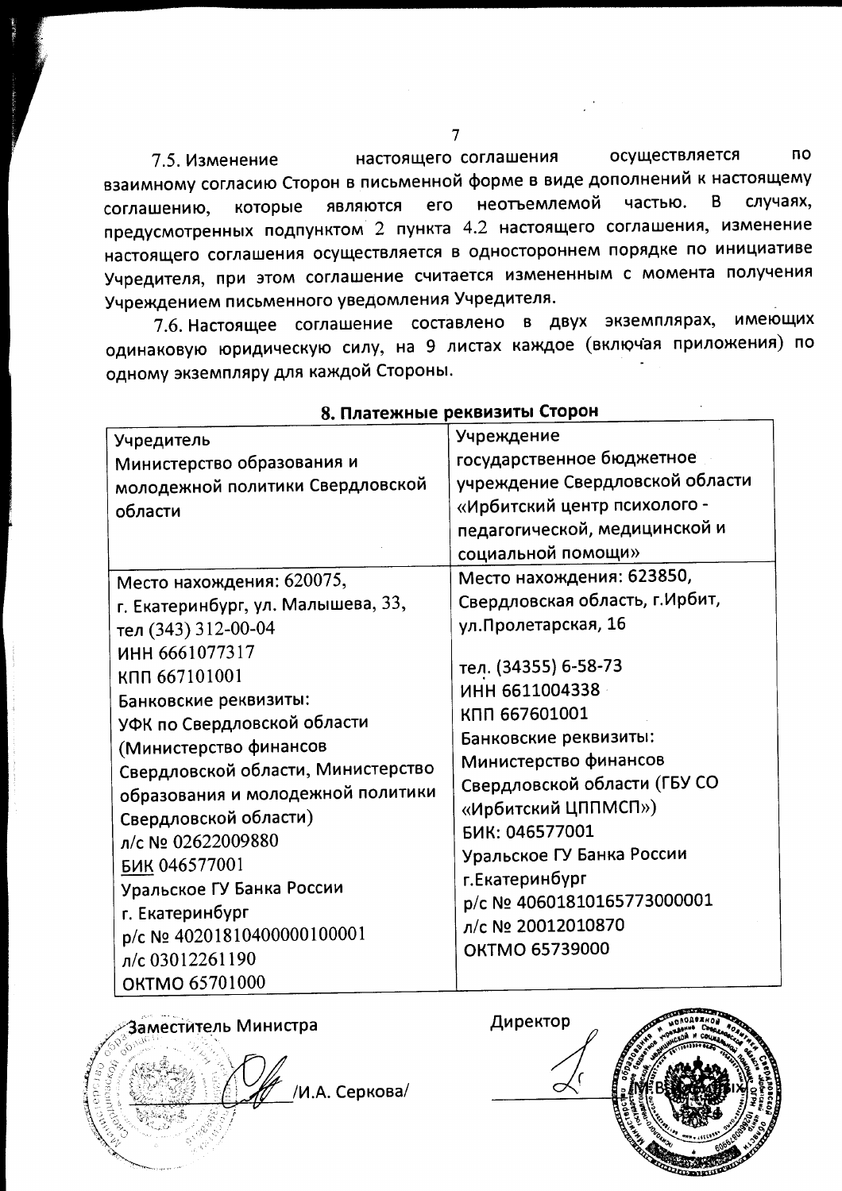7.5. Изменение настоящего соглашения осуществляется по взаимному согласию Сторон в письменной форме в виде дополнений к настоящему соглашению, которые являются его неотъемлемой частью. В случаях, предусмотренных подпунктом 2 пункта 4.2 настоящего соглашения, изменение настоящего соглашения осуществляется в одностороннем порядке по инициативе Учредителя, при этом соглашение считается измененным с момента получения Учреждением письменного уведомления Учредителя.

7.6. Настоящее соглашение составлено в двух экземплярах, имеющих одинаковую юридическую силу, на 9 листах каждое (включая приложения) по одному экземпляру для каждой Стороны.

## 8. Платежные реквизиты Сторон

| Учредитель<br>Министерство образования и молодежной политики Свердловской области | Учреждение<br>государственное бюджетное учреждение Свердловской области «Ирбитский центр психолого - педагогической, медицинской и социальной помощи» |
|---|---|
| Место нахождения: 620075,<br>г. Екатеринбург, ул. Малышева, 33,<br>тел (343) 312-00-04<br>ИНН 6661077317<br>КПП 667101001<br>Банковские реквизиты:<br>УФК по Свердловской области (Министерство финансов Свердловской области, Министерство образования и молодежной политики Свердловской области)<br>л/с № 02622009880<br>БИК 046577001<br>Уральское ГУ Банка России<br>г. Екатеринбург<br>р/с № 40201810400000100001<br>л/с 03012261190<br>ОКТМО 65701000 | Место нахождения: 623850,<br>Свердловская область, г.Ирбит,<br>ул.Пролетарская, 16<br><br>тел. (34355) 6-58-73<br>ИНН 6611004338<br>КПП 667601001<br>Банковские реквизиты:<br>Министерство финансов Свердловской области (ГБУ СО «Ирбитский ЦППМСП»)<br>БИК: 046577001<br>Уральское ГУ Банка России<br>г.Екатеринбург<br>р/с № 40601810165773000001<br>л/с № 20012010870<br>ОКТМО 65739000 |

Заместитель Министра

_______________ /И.А. Серкова/

Директор

_______________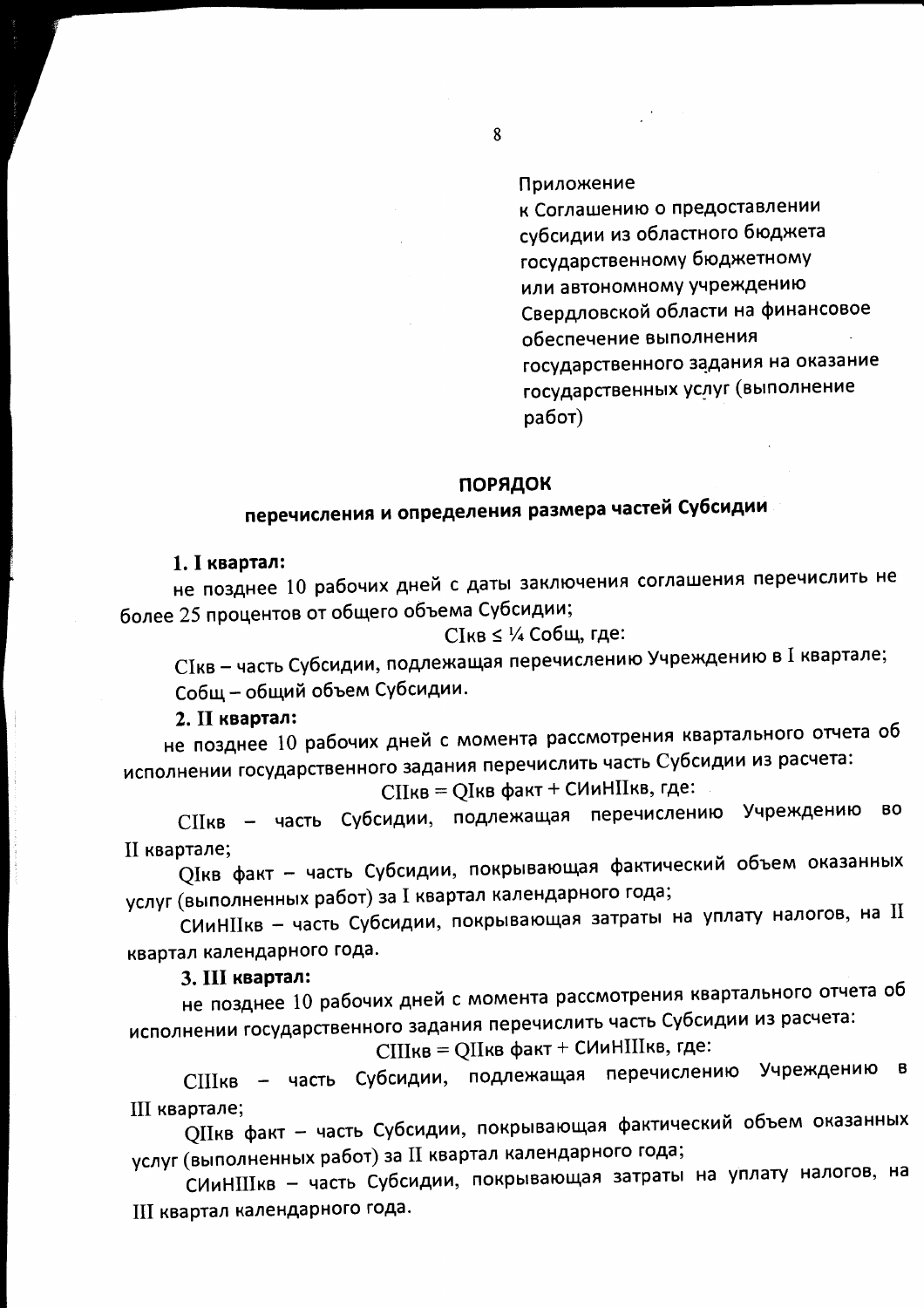Приложение
к Соглашению о предоставлении субсидии из областного бюджета государственному бюджетному или автономному учреждению Свердловской области на финансовое обеспечение выполнения государственного задания на оказание государственных услуг (выполнение работ)

## ПОРЯДОК
## перечисления и определения размера частей Субсидии

**1. I квартал:**

не позднее 10 рабочих дней с даты заключения соглашения перечислить не более 25 процентов от общего объема Субсидии;

$$C_{Iкв} \leq \frac{1}{4} C_{общ}, \text{ где:}$$

$C_{Iкв}$ – часть Субсидии, подлежащая перечислению Учреждению в I квартале;

$C_{общ}$ – общий объем Субсидии.

**2. II квартал:**

не позднее 10 рабочих дней с момента рассмотрения квартального отчета об исполнении государственного задания перечислить часть Субсидии из расчета:

$$C_{IIкв} = Q_{Iкв\ факт} + СИиН_{IIкв}, \text{ где:}$$

$C_{IIкв}$ – часть Субсидии, подлежащая перечислению Учреждению во II квартале;

$Q_{Iкв\ факт}$ – часть Субсидии, покрывающая фактический объем оказанных услуг (выполненных работ) за I квартал календарного года;

$СИиН_{IIкв}$ – часть Субсидии, покрывающая затраты на уплату налогов, на II квартал календарного года.

**3. III квартал:**

не позднее 10 рабочих дней с момента рассмотрения квартального отчета об исполнении государственного задания перечислить часть Субсидии из расчета:

$$C_{IIIкв} = Q_{IIкв\ факт} + СИиН_{IIIкв}, \text{ где:}$$

$C_{IIIкв}$ – часть Субсидии, подлежащая перечислению Учреждению в III квартале;

$Q_{IIкв\ факт}$ – часть Субсидии, покрывающая фактический объем оказанных услуг (выполненных работ) за II квартал календарного года;

$СИиН_{IIIкв}$ – часть Субсидии, покрывающая затраты на уплату налогов, на III квартал календарного года.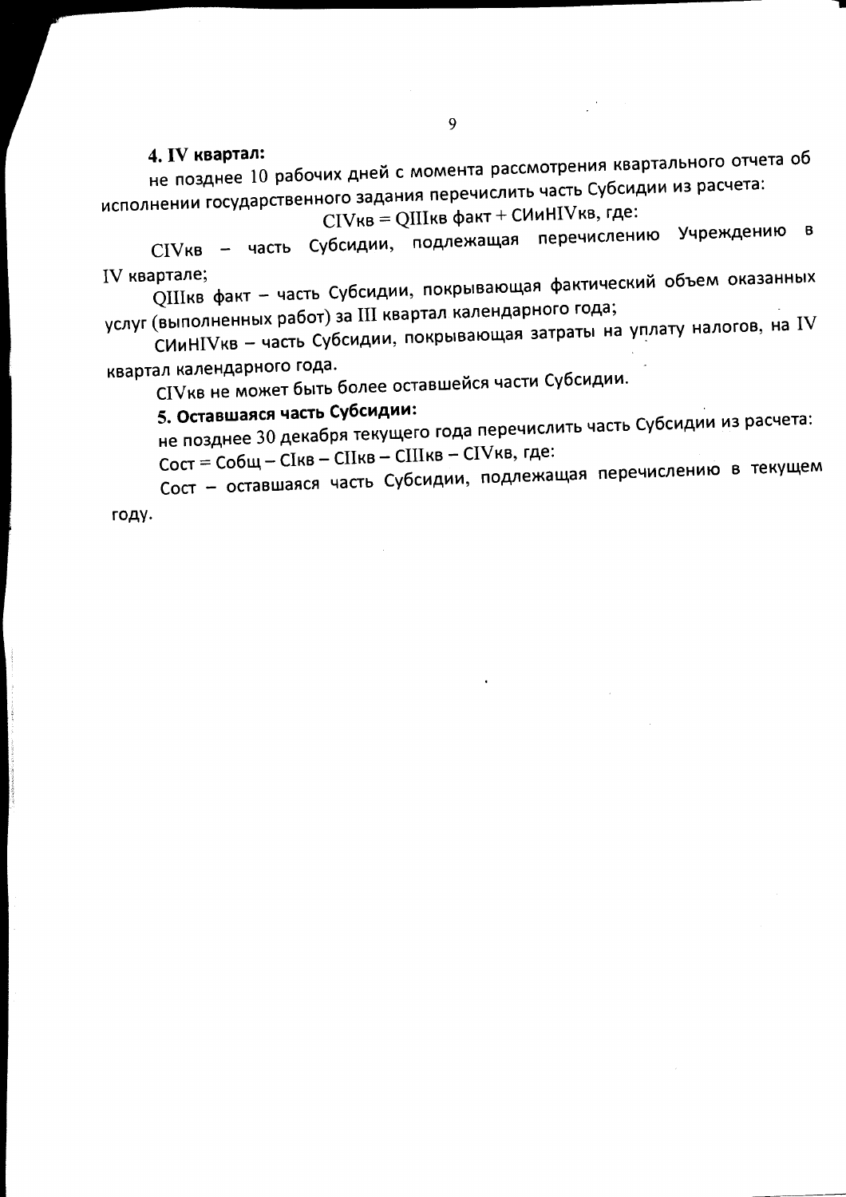**4. IV квартал:**

не позднее 10 рабочих дней с момента рассмотрения квартального отчета об исполнении государственного задания перечислить часть Субсидии из расчета:

$$C_{IVкв} = Q_{IIIкв\ факт} + СИиН_{IVкв}, \text{ где:}$$

$C_{IVкв}$ – часть Субсидии, подлежащая перечислению Учреждению в IV квартале;

$Q_{IIIкв\ факт}$ – часть Субсидии, покрывающая фактический объем оказанных услуг (выполненных работ) за III квартал календарного года;

$СИиН_{IVкв}$ – часть Субсидии, покрывающая затраты на уплату налогов, на IV квартал календарного года.

$C_{IVкв}$ не может быть более оставшейся части Субсидии.

**5. Оставшаяся часть Субсидии:**

не позднее 30 декабря текущего года перечислить часть Субсидии из расчета:

$C_{ост} = C_{общ} – C_{Iкв} – C_{IIкв} – C_{IIIкв} – C_{IVкв}$, где:

$C_{ост}$ – оставшаяся часть Субсидии, подлежащая перечислению в текущем году.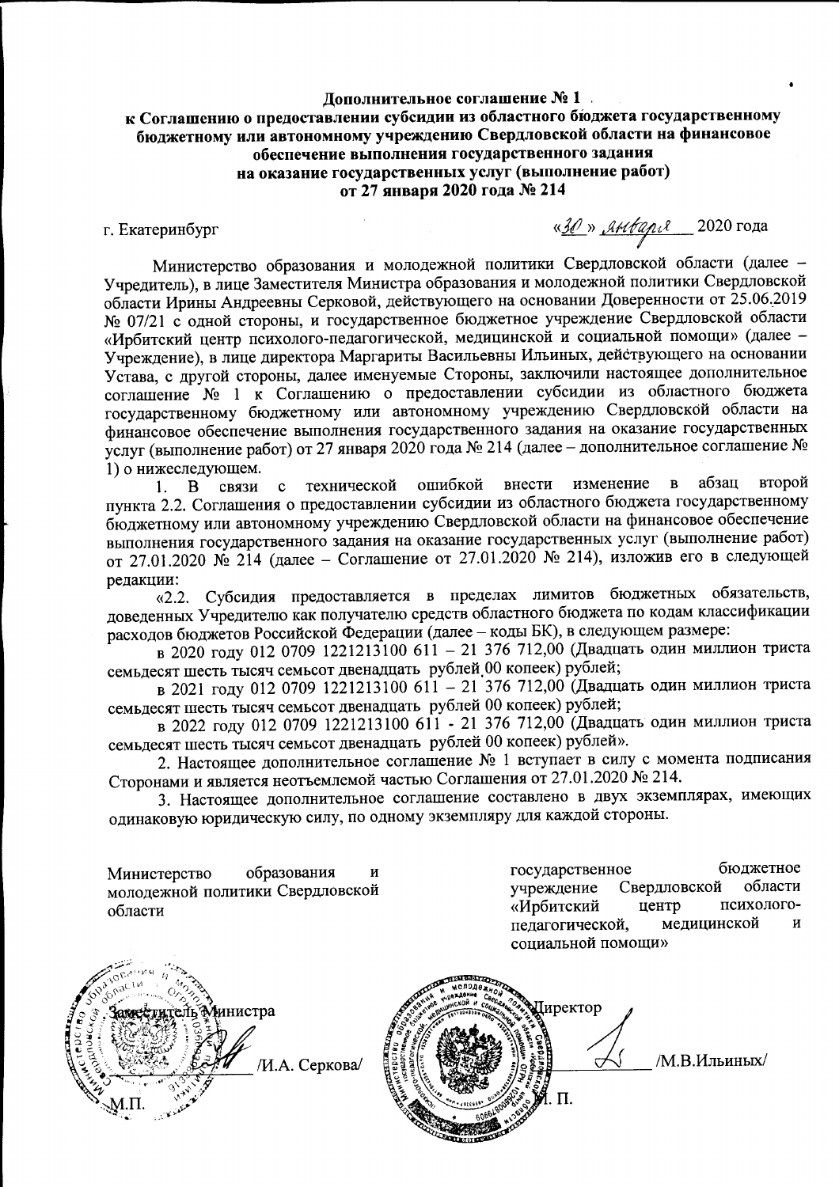**Дополнительное соглашение № 1**
**к Соглашению о предоставлении субсидии из областного бюджета государственному бюджетному или автономному учреждению Свердловской области на финансовое обеспечение выполнения государственного задания на оказание государственных услуг (выполнение работ) от 27 января 2020 года № 214**

г. Екатеринбург «30» января 2020 года

Министерство образования и молодежной политики Свердловской области (далее – Учредитель), в лице Заместителя Министра образования и молодежной политики Свердловской области Ирины Андреевны Серковой, действующего на основании Доверенности от 25.06.2019 № 07/21 с одной стороны, и государственное бюджетное учреждение Свердловской области «Ирбитский центр психолого-педагогической, медицинской и социальной помощи» (далее – Учреждение), в лице директора Маргариты Васильевны Ильиных, действующего на основании Устава, с другой стороны, далее именуемые Стороны, заключили настоящее дополнительное соглашение № 1 к Соглашению о предоставлении субсидии из областного бюджета государственному бюджетному или автономному учреждению Свердловской области на финансовое обеспечение выполнения государственного задания на оказание государственных услуг (выполнение работ) от 27 января 2020 года № 214 (далее – дополнительное соглашение № 1) о нижеследующем.

1. В связи с технической ошибкой внести изменение в абзац второй пункта 2.2. Соглашения о предоставлении субсидии из областного бюджета государственному бюджетному или автономному учреждению Свердловской области на финансовое обеспечение выполнения государственного задания на оказание государственных услуг (выполнение работ) от 27.01.2020 № 214 (далее – Соглашение от 27.01.2020 № 214), изложив его в следующей редакции:

«2.2. Субсидия предоставляется в пределах лимитов бюджетных обязательств, доведенных Учредителю как получателю средств областного бюджета по кодам классификации расходов бюджетов Российской Федерации (далее – коды БК), в следующем размере:

в 2020 году 012 0709 1221213100 611 – 21 376 712,00 (Двадцать один миллион триста семьдесят шесть тысяч семьсот двенадцать рублей 00 копеек) рублей;

в 2021 году 012 0709 1221213100 611 – 21 376 712,00 (Двадцать один миллион триста семьдесят шесть тысяч семьсот двенадцать рублей 00 копеек) рублей;

в 2022 году 012 0709 1221213100 611 - 21 376 712,00 (Двадцать один миллион триста семьдесят шесть тысяч семьсот двенадцать рублей 00 копеек) рублей».

2. Настоящее дополнительное соглашение № 1 вступает в силу с момента подписания Сторонами и является неотъемлемой частью Соглашения от 27.01.2020 № 214.

3. Настоящее дополнительное соглашение составлено в двух экземплярах, имеющих одинаковую юридическую силу, по одному экземпляру для каждой стороны.

| Министерство образования и молодежной политики Свердловской области | государственное бюджетное учреждение Свердловской области «Ирбитский центр психолого-педагогической, медицинской и социальной помощи» |
|---|---|
| Заместитель Министра | Директор |
| ____________ /И.А. Серкова/ | ____________ /М.В.Ильиных/ |
| М.П. | М. П. |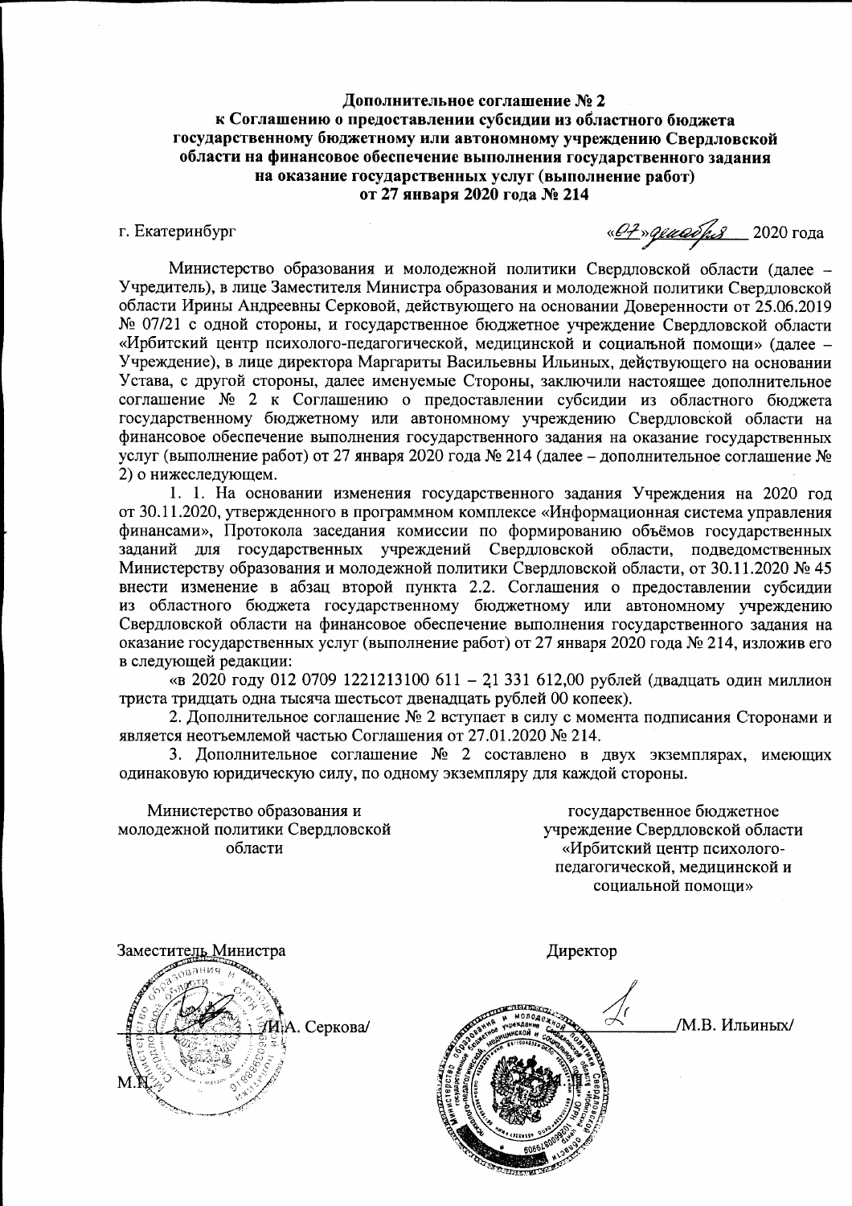**Дополнительное соглашение № 2**
**к Соглашению о предоставлении субсидии из областного бюджета государственному бюджетному или автономному учреждению Свердловской области на финансовое обеспечение выполнения государственного задания на оказание государственных услуг (выполнение работ) от 27 января 2020 года № 214**

г. Екатеринбург «07» декабря 2020 года

Министерство образования и молодежной политики Свердловской области (далее – Учредитель), в лице Заместителя Министра образования и молодежной политики Свердловской области Ирины Андреевны Серковой, действующего на основании Доверенности от 25.06.2019 № 07/21 с одной стороны, и государственное бюджетное учреждение Свердловской области «Ирбитский центр психолого-педагогической, медицинской и социальной помощи» (далее – Учреждение), в лице директора Маргариты Васильевны Ильиных, действующего на основании Устава, с другой стороны, далее именуемые Стороны, заключили настоящее дополнительное соглашение № 2 к Соглашению о предоставлении субсидии из областного бюджета государственному бюджетному или автономному учреждению Свердловской области на финансовое обеспечение выполнения государственного задания на оказание государственных услуг (выполнение работ) от 27 января 2020 года № 214 (далее – дополнительное соглашение № 2) о нижеследующем.

1. 1. На основании изменения государственного задания Учреждения на 2020 год от 30.11.2020, утвержденного в программном комплексе «Информационная система управления финансами», Протокола заседания комиссии по формированию объёмов государственных заданий для государственных учреждений Свердловской области, подведомственных Министерству образования и молодежной политики Свердловской области, от 30.11.2020 № 45 внести изменение в абзац второй пункта 2.2. Соглашения о предоставлении субсидии из областного бюджета государственному бюджетному или автономному учреждению Свердловской области на финансовое обеспечение выполнения государственного задания на оказание государственных услуг (выполнение работ) от 27 января 2020 года № 214, изложив его в следующей редакции:

«в 2020 году 012 0709 1221213100 611 – 21 331 612,00 рублей (двадцать один миллион триста тридцать одна тысяча шестьсот двенадцать рублей 00 копеек).

2. Дополнительное соглашение № 2 вступает в силу с момента подписания Сторонами и является неотъемлемой частью Соглашения от 27.01.2020 № 214.

3. Дополнительное соглашение № 2 составлено в двух экземплярах, имеющих одинаковую юридическую силу, по одному экземпляру для каждой стороны.

| Министерство образования и молодежной политики Свердловской области | государственное бюджетное учреждение Свердловской области «Ирбитский центр психолого-педагогической, медицинской и социальной помощи» |
| --- | --- |
| Заместитель Министра | Директор |
| _______ /И.А. Серкова/ | _______ /М.В. Ильиных/ |
| М.П. | |